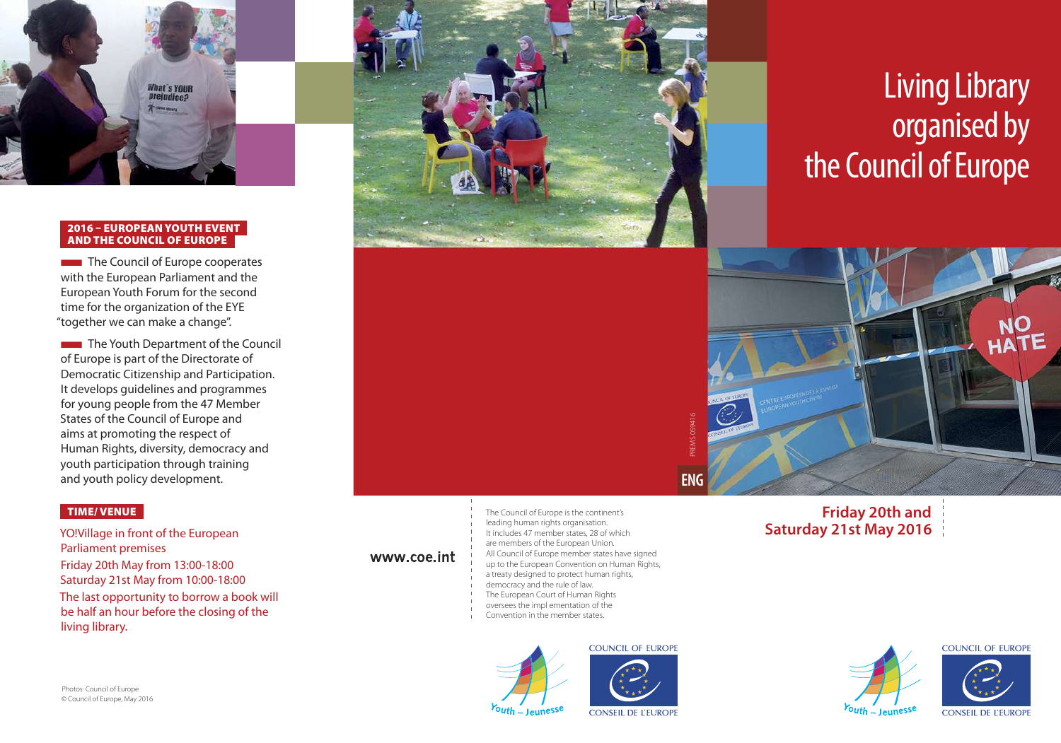# Living Library organised by the Council of Europe

**Friday 20th and Saturday 21st May 2016**

## 2016 – EUROPEAN YOUTH EVENT AND THE COUNCIL OF EUROPE

The Council of Europe cooperates with the European Parliament and the European Youth Forum for the second time for the organization of the EYE "together we can make a change".

The Youth Department of the Council of Europe is part of the Directorate of Democratic Citizenship and Participation. It develops guidelines and programmes for young people from the 47 Member States of the Council of Europe and aims at promoting the respect of Human Rights, diversity, democracy and youth participation through training and youth policy development.

## TIME/ VENUE

YO!Village in front of the European Parliament premises

Friday 20th May from 13:00-18:00

Saturday 21st May from 10:00-18:00

The last opportunity to borrow a book will be half an hour before the closing of the living library.

Photos: Council of Europe
© Council of Europe, May 2016

**www.coe.int**

The Council of Europe is the continent's leading human rights organisation. It includes 47 member states, 28 of which are members of the European Union. All Council of Europe member states have signed up to the European Convention on Human Rights, a treaty designed to protect human rights, democracy and the rule of law. The European Court of Human Rights oversees the impl ementation of the Convention in the member states.

PREMS 059416

ENG

Youth – Jeunesse

COUNCIL OF EUROPE
CONSEIL DE L'EUROPE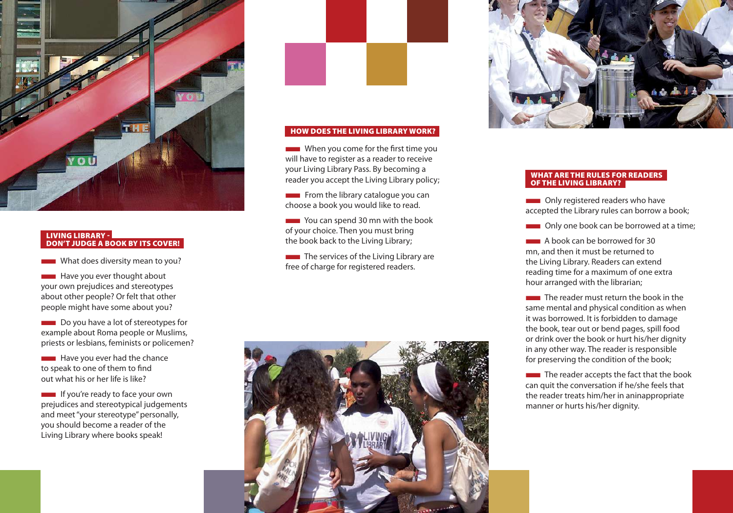## LIVING LIBRARY - DON'T JUDGE A BOOK BY ITS COVER!

- What does diversity mean to you?
- Have you ever thought about your own prejudices and stereotypes about other people? Or felt that other people might have some about you?
- Do you have a lot of stereotypes for example about Roma people or Muslims, priests or lesbians, feminists or policemen?
- Have you ever had the chance to speak to one of them to find out what his or her life is like?
- If you're ready to face your own prejudices and stereotypical judgements and meet "your stereotype" personally, you should become a reader of the Living Library where books speak!

## HOW DOES THE LIVING LIBRARY WORK?

- When you come for the first time you will have to register as a reader to receive your Living Library Pass. By becoming a reader you accept the Living Library policy;
- From the library catalogue you can choose a book you would like to read.
- You can spend 30 mn with the book of your choice. Then you must bring the book back to the Living Library;
- The services of the Living Library are free of charge for registered readers.

## WHAT ARE THE RULES FOR READERS OF THE LIVING LIBRARY?

- Only registered readers who have accepted the Library rules can borrow a book;
- Only one book can be borrowed at a time;
- A book can be borrowed for 30 mn, and then it must be returned to the Living Library. Readers can extend reading time for a maximum of one extra hour arranged with the librarian;
- The reader must return the book in the same mental and physical condition as when it was borrowed. It is forbidden to damage the book, tear out or bend pages, spill food or drink over the book or hurt his/her dignity in any other way. The reader is responsible for preserving the condition of the book;
- The reader accepts the fact that the book can quit the conversation if he/she feels that the reader treats him/her in aninappropriate manner or hurts his/her dignity.